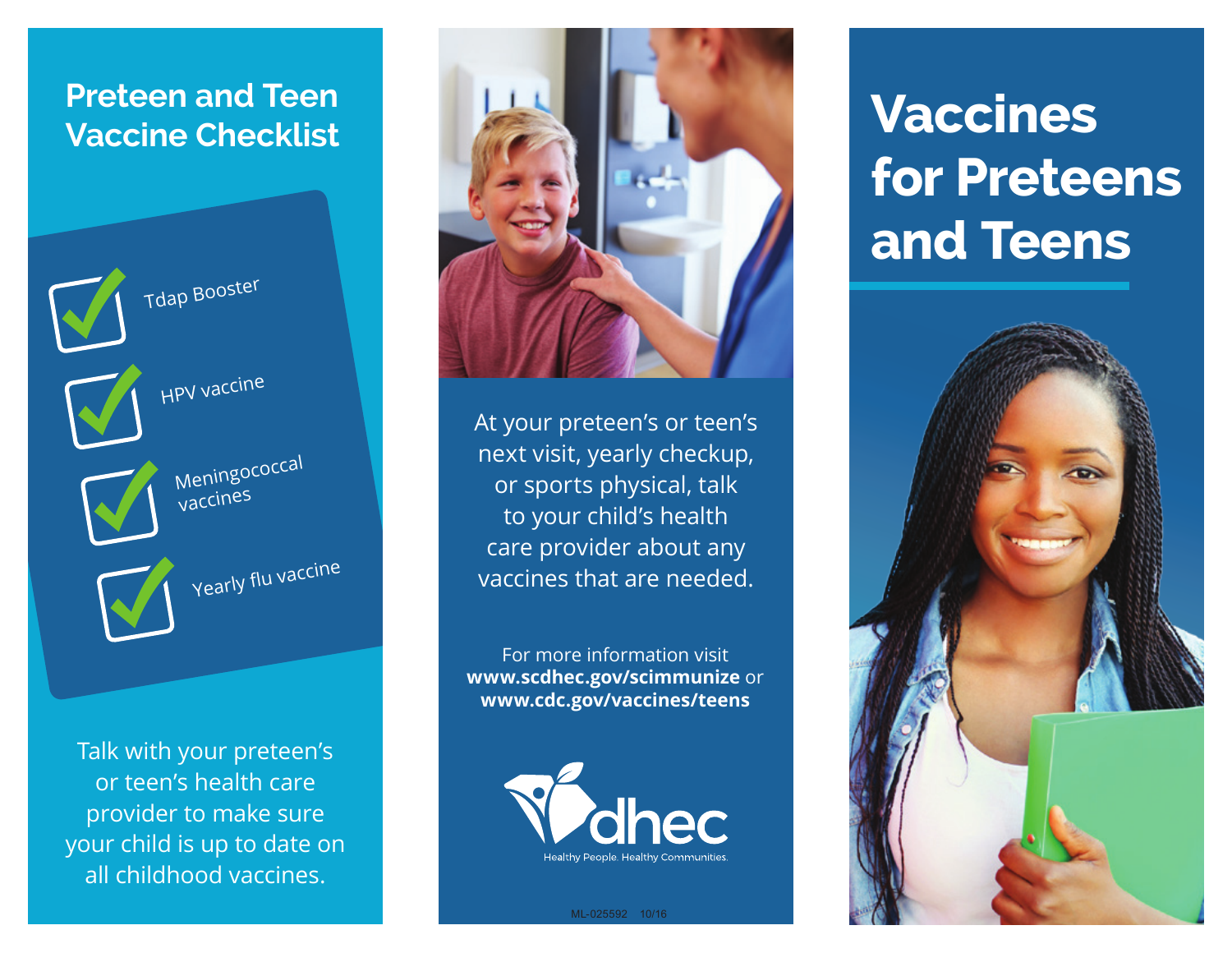## Preteen and Teen Vaccine Checklist

- ✓ Tdap Booster
- ✓ HPV vaccine
- ✓ Meningococcal vaccines
- ✓ Yearly flu vaccine

Talk with your preteen's or teen's health care provider to make sure your child is up to date on all childhood vaccines.

At your preteen's or teen's next visit, yearly checkup, or sports physical, talk to your child's health care provider about any vaccines that are needed.

For more information visit **www.scdhec.gov/scimmunize** or **www.cdc.gov/vaccines/teens**

dhec

Healthy People. Healthy Communities.

ML-025592 10/16

# Vaccines for Preteens and Teens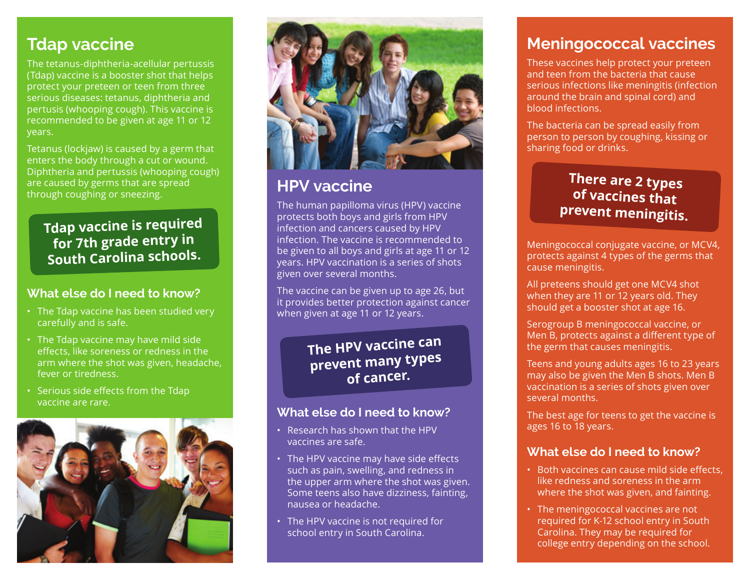## Tdap vaccine

The tetanus-diphtheria-acellular pertussis (Tdap) vaccine is a booster shot that helps protect your preteen or teen from three serious diseases: tetanus, diphtheria and pertusis (whooping cough). This vaccine is recommended to be given at age 11 or 12 years.

Tetanus (lockjaw) is caused by a germ that enters the body through a cut or wound. Diphtheria and pertussis (whooping cough) are caused by germs that are spread through coughing or sneezing.

**Tdap vaccine is required for 7th grade entry in South Carolina schools.**

### What else do I need to know?

- The Tdap vaccine has been studied very carefully and is safe.
- The Tdap vaccine may have mild side effects, like soreness or redness in the arm where the shot was given, headache, fever or tiredness.
- Serious side effects from the Tdap vaccine are rare.

## HPV vaccine

The human papilloma virus (HPV) vaccine protects both boys and girls from HPV infection and cancers caused by HPV infection. The vaccine is recommended to be given to all boys and girls at age 11 or 12 years. HPV vaccination is a series of shots given over several months.

The vaccine can be given up to age 26, but it provides better protection against cancer when given at age 11 or 12 years.

**The HPV vaccine can prevent many types of cancer.**

### What else do I need to know?

- Research has shown that the HPV vaccines are safe.
- The HPV vaccine may have side effects such as pain, swelling, and redness in the upper arm where the shot was given. Some teens also have dizziness, fainting, nausea or headache.
- The HPV vaccine is not required for school entry in South Carolina.

## Meningococcal vaccines

These vaccines help protect your preteen and teen from the bacteria that cause serious infections like meningitis (infection around the brain and spinal cord) and blood infections.

The bacteria can be spread easily from person to person by coughing, kissing or sharing food or drinks.

**There are 2 types of vaccines that prevent meningitis.**

Meningococcal conjugate vaccine, or MCV4, protects against 4 types of the germs that cause meningitis.

All preteens should get one MCV4 shot when they are 11 or 12 years old. They should get a booster shot at age 16.

Serogroup B meningococcal vaccine, or Men B, protects against a different type of the germ that causes meningitis.

Teens and young adults ages 16 to 23 years may also be given the Men B shots. Men B vaccination is a series of shots given over several months.

The best age for teens to get the vaccine is ages 16 to 18 years.

### What else do I need to know?

- Both vaccines can cause mild side effects, like redness and soreness in the arm where the shot was given, and fainting.
- The meningococcal vaccines are not required for K-12 school entry in South Carolina. They may be required for college entry depending on the school.